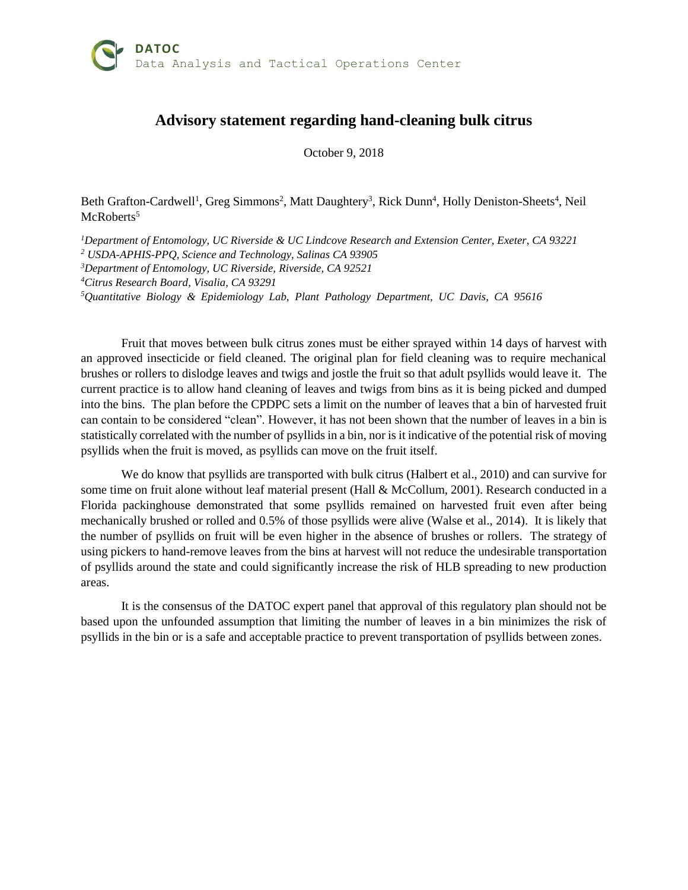**DATOC**
Data Analysis and Tactical Operations Center

# Advisory statement regarding hand-cleaning bulk citrus

October 9, 2018

Beth Grafton-Cardwell[1], Greg Simmons[2], Matt Daughtery[3], Rick Dunn[4], Holly Deniston-Sheets[4], Neil McRoberts[5]

[1]*Department of Entomology, UC Riverside & UC Lindcove Research and Extension Center, Exeter, CA 93221*
[2] *USDA-APHIS-PPQ, Science and Technology, Salinas CA 93905*
[3]*Department of Entomology, UC Riverside, Riverside, CA 92521*
[4]*Citrus Research Board, Visalia, CA 93291*
[5]*Quantitative Biology & Epidemiology Lab, Plant Pathology Department, UC Davis, CA 95616*

Fruit that moves between bulk citrus zones must be either sprayed within 14 days of harvest with an approved insecticide or field cleaned. The original plan for field cleaning was to require mechanical brushes or rollers to dislodge leaves and twigs and jostle the fruit so that adult psyllids would leave it. The current practice is to allow hand cleaning of leaves and twigs from bins as it is being picked and dumped into the bins. The plan before the CPDPC sets a limit on the number of leaves that a bin of harvested fruit can contain to be considered "clean". However, it has not been shown that the number of leaves in a bin is statistically correlated with the number of psyllids in a bin, nor is it indicative of the potential risk of moving psyllids when the fruit is moved, as psyllids can move on the fruit itself.

We do know that psyllids are transported with bulk citrus (Halbert et al., 2010) and can survive for some time on fruit alone without leaf material present (Hall & McCollum, 2001). Research conducted in a Florida packinghouse demonstrated that some psyllids remained on harvested fruit even after being mechanically brushed or rolled and 0.5% of those psyllids were alive (Walse et al., 2014). It is likely that the number of psyllids on fruit will be even higher in the absence of brushes or rollers. The strategy of using pickers to hand-remove leaves from the bins at harvest will not reduce the undesirable transportation of psyllids around the state and could significantly increase the risk of HLB spreading to new production areas.

It is the consensus of the DATOC expert panel that approval of this regulatory plan should not be based upon the unfounded assumption that limiting the number of leaves in a bin minimizes the risk of psyllids in the bin or is a safe and acceptable practice to prevent transportation of psyllids between zones.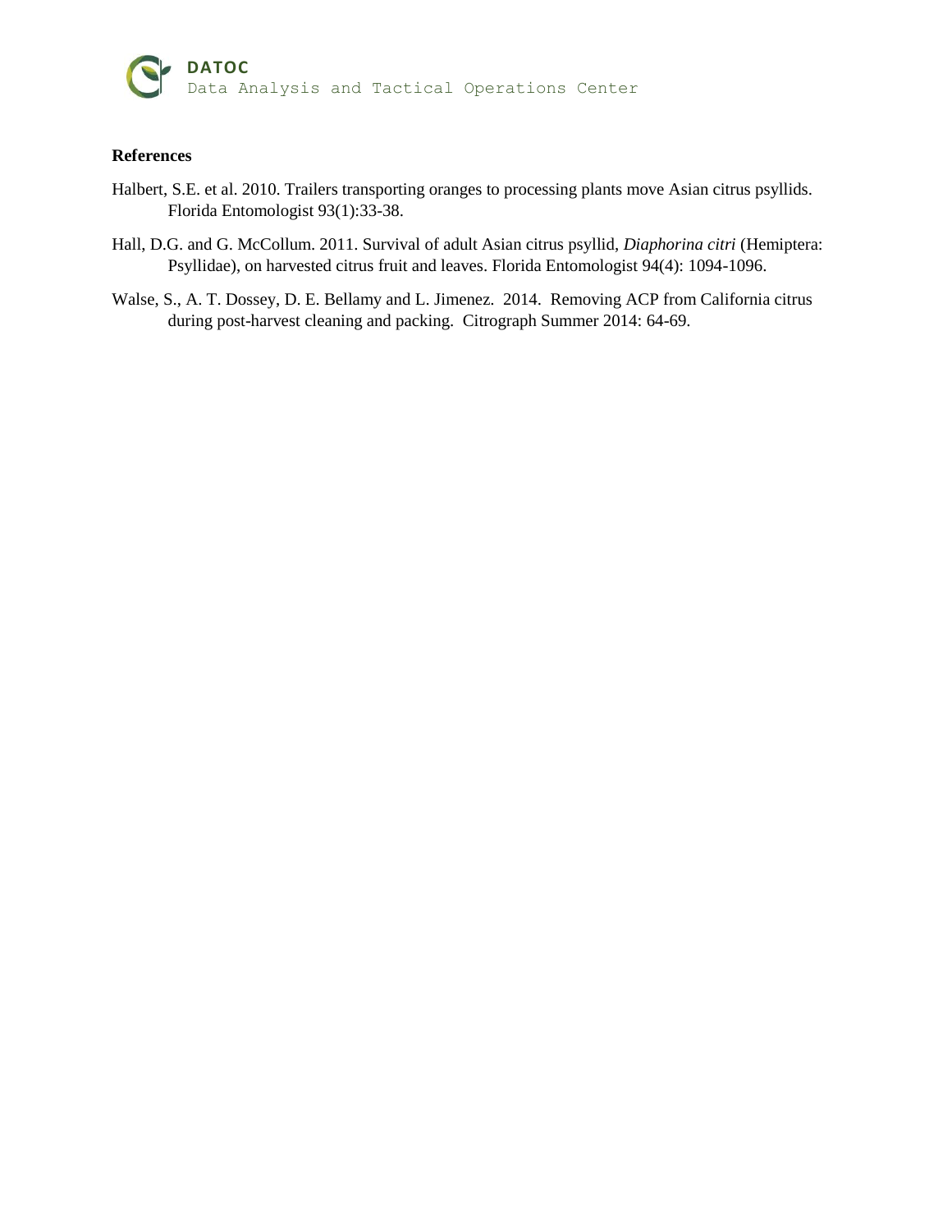## References

Halbert, S.E. et al. 2010. Trailers transporting oranges to processing plants move Asian citrus psyllids. Florida Entomologist 93(1):33-38.

Hall, D.G. and G. McCollum. 2011. Survival of adult Asian citrus psyllid, *Diaphorina citri* (Hemiptera: Psyllidae), on harvested citrus fruit and leaves. Florida Entomologist 94(4): 1094-1096.

Walse, S., A. T. Dossey, D. E. Bellamy and L. Jimenez. 2014. Removing ACP from California citrus during post-harvest cleaning and packing. Citrograph Summer 2014: 64-69.